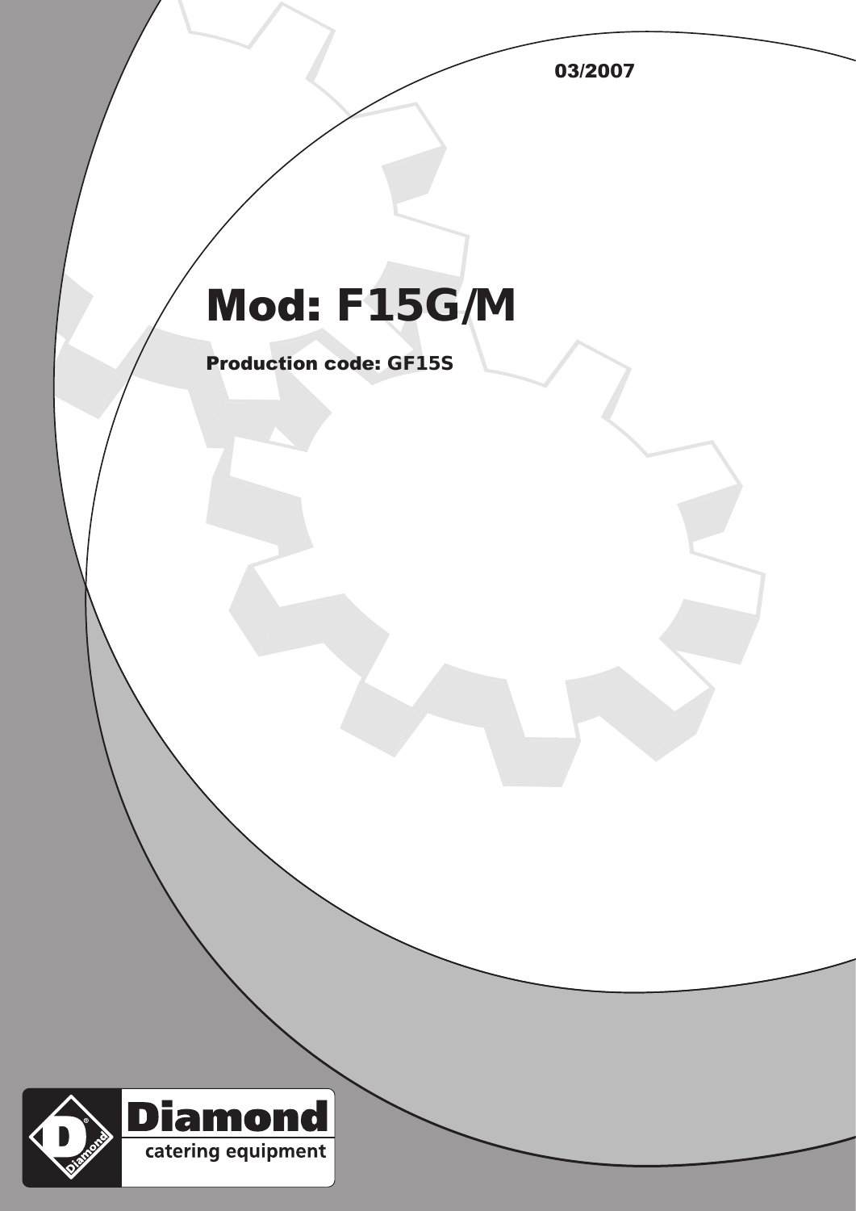03/2007

# Mod: F15G/M

**Production code: GF15S**

Diamond
catering equipment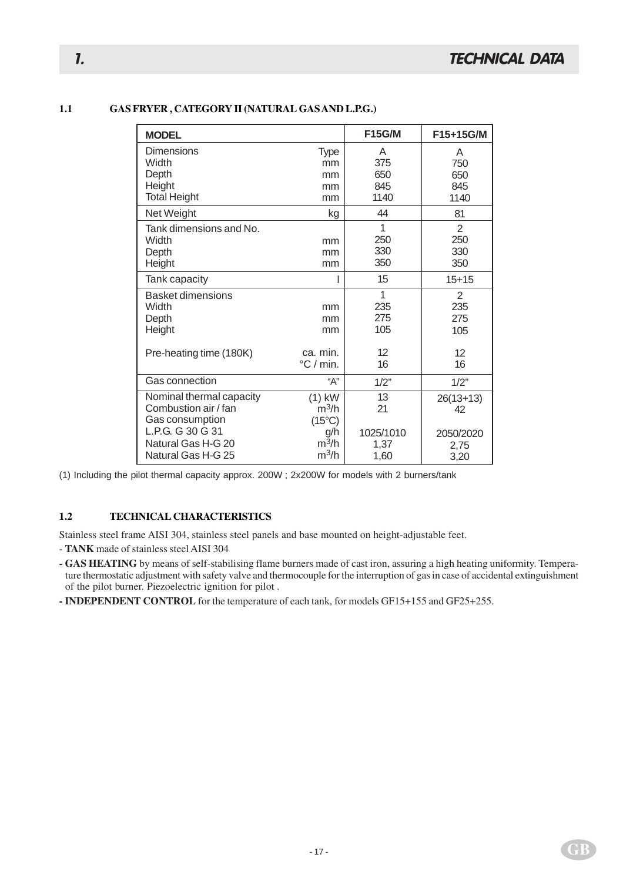# 1. TECHNICAL DATA

## 1.1 GAS FRYER , CATEGORY II (NATURAL GAS AND L.P.G.)

| MODEL | | F15G/M | F15+15G/M |
|---|---|---|---|
| Dimensions | Type | A | A |
| Width | mm | 375 | 750 |
| Depth | mm | 650 | 650 |
| Height | mm | 845 | 845 |
| Total Height | mm | 1140 | 1140 |
| Net Weight | kg | 44 | 81 |
| Tank dimensions and No. | | 1 | 2 |
| Width | mm | 250 | 250 |
| Depth | mm | 330 | 330 |
| Height | mm | 350 | 350 |
| Tank capacity | l | 15 | 15+15 |
| Basket dimensions | | 1 | 2 |
| Width | mm | 235 | 235 |
| Depth | mm | 275 | 275 |
| Height | mm | 105 | 105 |
| Pre-heating time (180K) | ca. min. | 12 | 12 |
| | °C / min. | 16 | 16 |
| Gas connection | "A" | 1/2" | 1/2" |
| Nominal thermal capacity | (1) kW | 13 | 26(13+13) |
| Combustion air / fan | $m^3/h$ | 21 | 42 |
| Gas consumption | (15°C) | | |
| L.P.G. G 30 G 31 | g/h | 1025/1010 | 2050/2020 |
| Natural Gas H-G 20 | $m^3/h$ | 1,37 | 2,75 |
| Natural Gas H-G 25 | $m^3/h$ | 1,60 | 3,20 |

(1) Including the pilot thermal capacity approx. 200W ; 2x200W for models with 2 burners/tank

## 1.2 TECHNICAL CHARACTERISTICS

Stainless steel frame AISI 304, stainless steel panels and base mounted on height-adjustable feet.

- **TANK** made of stainless steel AISI 304
- **GAS HEATING** by means of self-stabilising flame burners made of cast iron, assuring a high heating uniformity. Temperature thermostatic adjustment with safety valve and thermocouple for the interruption of gas in case of accidental extinguishment of the pilot burner. Piezoelectric ignition for pilot .
- **INDEPENDENT CONTROL** for the temperature of each tank, for models GF15+155 and GF25+255.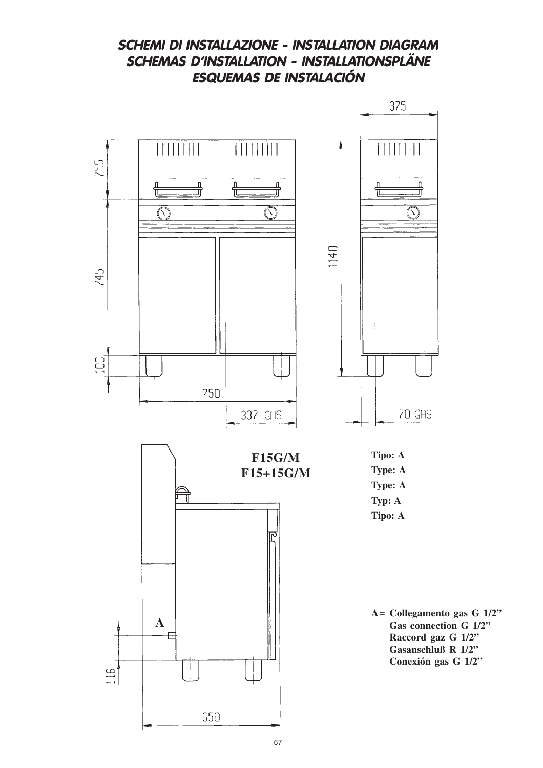# SCHEMI DI INSTALLAZIONE - INSTALLATION DIAGRAM
# SCHEMAS D'INSTALLATION - INSTALLATIONSPLÄNE
# ESQUEMAS DE INSTALACIÓN

375

295

1140

745

100

750

337 GAS

70 GAS

**F15G/M**
**F15+15G/M**

**Tipo: A**
**Type: A**
**Type: A**
**Typ: A**
**Tipo: A**

A

116

650

**A= Collegamento gas G 1/2"**
**Gas connection G 1/2"**
**Raccord gaz G 1/2"**
**Gasanschluß R 1/2"**
**Conexión gas G 1/2"**